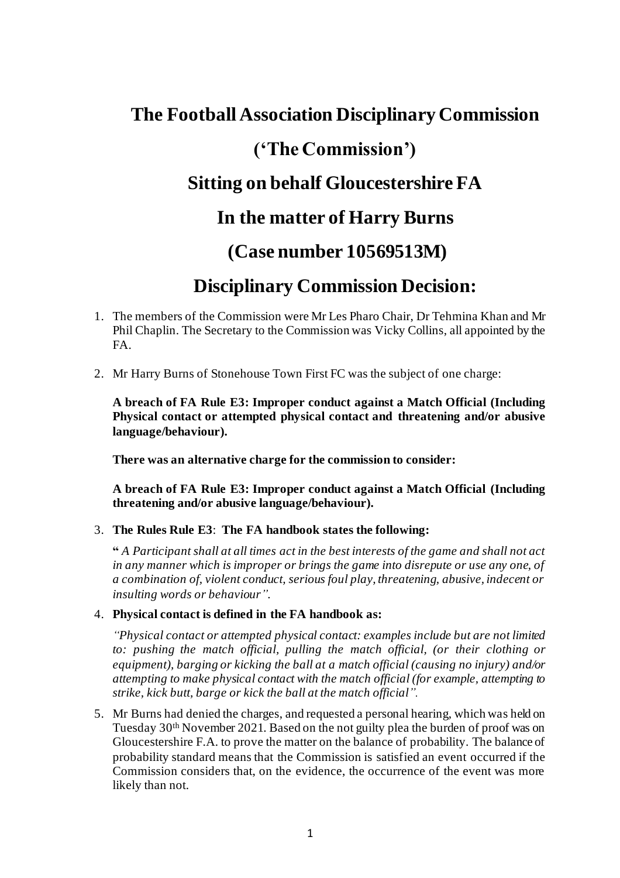# The Football Association Disciplinary Commission

# ('The Commission')

# Sitting on behalf Gloucestershire FA

# In the matter of Harry Burns

# (Case number 10569513M)

# Disciplinary Commission Decision:

1. The members of the Commission were Mr Les Pharo Chair, Dr Tehmina Khan and Mr Phil Chaplin. The Secretary to the Commission was Vicky Collins, all appointed by the FA.

2. Mr Harry Burns of Stonehouse Town First FC was the subject of one charge:

   **A breach of FA Rule E3: Improper conduct against a Match Official (Including Physical contact or attempted physical contact and threatening and/or abusive language/behaviour).**

   **There was an alternative charge for the commission to consider:**

   **A breach of FA Rule E3: Improper conduct against a Match Official (Including threatening and/or abusive language/behaviour).**

3. **The Rules Rule E3**: **The FA handbook states the following:**

   **"** *A Participant shall at all times act in the best interests of the game and shall not act in any manner which is improper or brings the game into disrepute or use any one, of a combination of, violent conduct, serious foul play, threatening, abusive, indecent or insulting words or behaviour".*

4. **Physical contact is defined in the FA handbook as:**

   *"Physical contact or attempted physical contact: examples include but are not limited to: pushing the match official, pulling the match official, (or their clothing or equipment), barging or kicking the ball at a match official (causing no injury) and/or attempting to make physical contact with the match official (for example, attempting to strike, kick butt, barge or kick the ball at the match official".*

5. Mr Burns had denied the charges, and requested a personal hearing, which was held on Tuesday 30th November 2021. Based on the not guilty plea the burden of proof was on Gloucestershire F.A. to prove the matter on the balance of probability. The balance of probability standard means that the Commission is satisfied an event occurred if the Commission considers that, on the evidence, the occurrence of the event was more likely than not.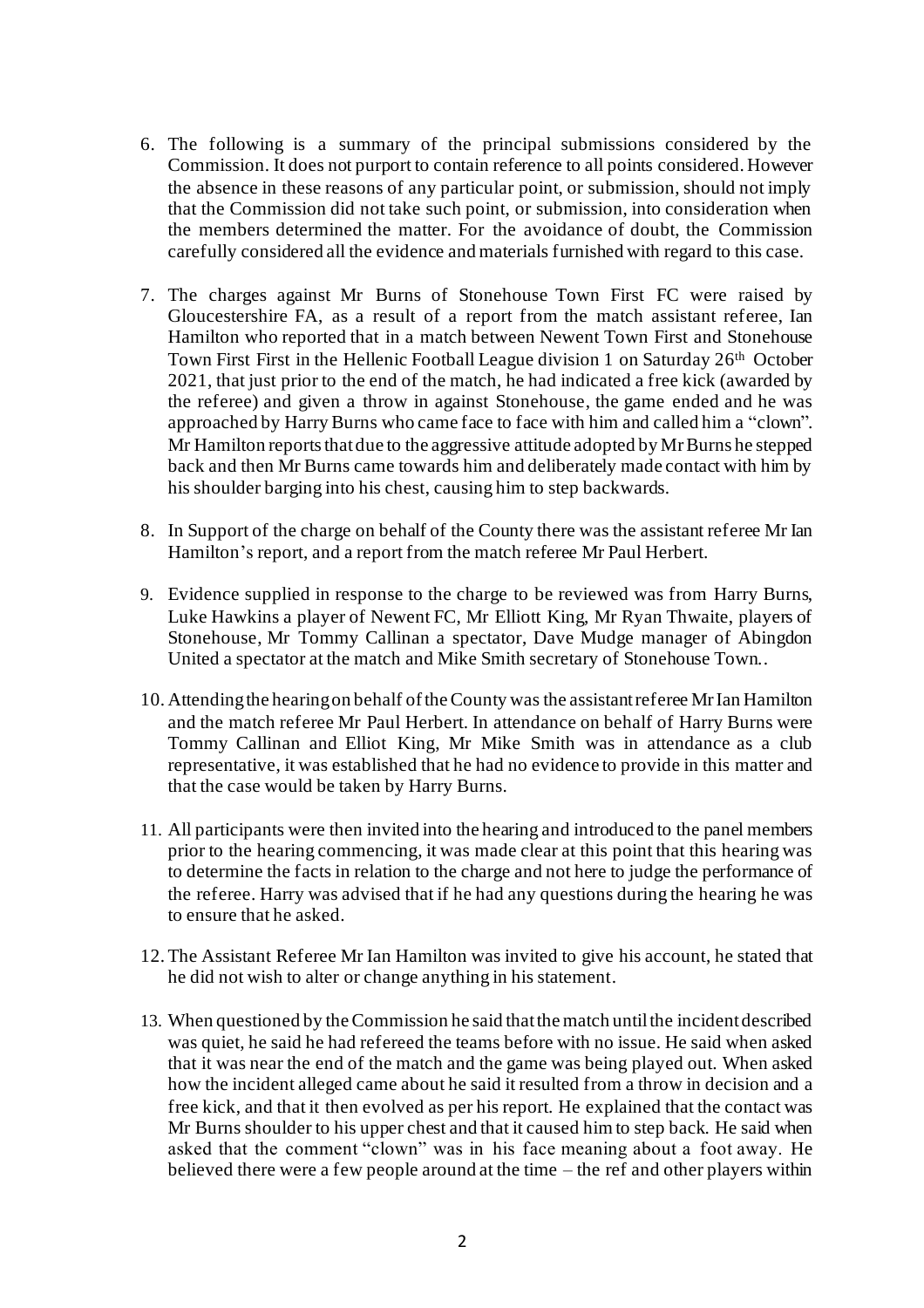6. The following is a summary of the principal submissions considered by the Commission. It does not purport to contain reference to all points considered. However the absence in these reasons of any particular point, or submission, should not imply that the Commission did not take such point, or submission, into consideration when the members determined the matter. For the avoidance of doubt, the Commission carefully considered all the evidence and materials furnished with regard to this case.

7. The charges against Mr Burns of Stonehouse Town First FC were raised by Gloucestershire FA, as a result of a report from the match assistant referee, Ian Hamilton who reported that in a match between Newent Town First and Stonehouse Town First First in the Hellenic Football League division 1 on Saturday 26th October 2021, that just prior to the end of the match, he had indicated a free kick (awarded by the referee) and given a throw in against Stonehouse, the game ended and he was approached by Harry Burns who came face to face with him and called him a "clown". Mr Hamilton reports that due to the aggressive attitude adopted by Mr Burns he stepped back and then Mr Burns came towards him and deliberately made contact with him by his shoulder barging into his chest, causing him to step backwards.

8. In Support of the charge on behalf of the County there was the assistant referee Mr Ian Hamilton's report, and a report from the match referee Mr Paul Herbert.

9. Evidence supplied in response to the charge to be reviewed was from Harry Burns, Luke Hawkins a player of Newent FC, Mr Elliott King, Mr Ryan Thwaite, players of Stonehouse, Mr Tommy Callinan a spectator, Dave Mudge manager of Abingdon United a spectator at the match and Mike Smith secretary of Stonehouse Town..

10. Attending the hearing on behalf of the County was the assistant referee Mr Ian Hamilton and the match referee Mr Paul Herbert. In attendance on behalf of Harry Burns were Tommy Callinan and Elliot King, Mr Mike Smith was in attendance as a club representative, it was established that he had no evidence to provide in this matter and that the case would be taken by Harry Burns.

11. All participants were then invited into the hearing and introduced to the panel members prior to the hearing commencing, it was made clear at this point that this hearing was to determine the facts in relation to the charge and not here to judge the performance of the referee. Harry was advised that if he had any questions during the hearing he was to ensure that he asked.

12. The Assistant Referee Mr Ian Hamilton was invited to give his account, he stated that he did not wish to alter or change anything in his statement.

13. When questioned by the Commission he said that the match until the incident described was quiet, he said he had refereed the teams before with no issue. He said when asked that it was near the end of the match and the game was being played out. When asked how the incident alleged came about he said it resulted from a throw in decision and a free kick, and that it then evolved as per his report. He explained that the contact was Mr Burns shoulder to his upper chest and that it caused him to step back. He said when asked that the comment "clown" was in his face meaning about a foot away. He believed there were a few people around at the time – the ref and other players within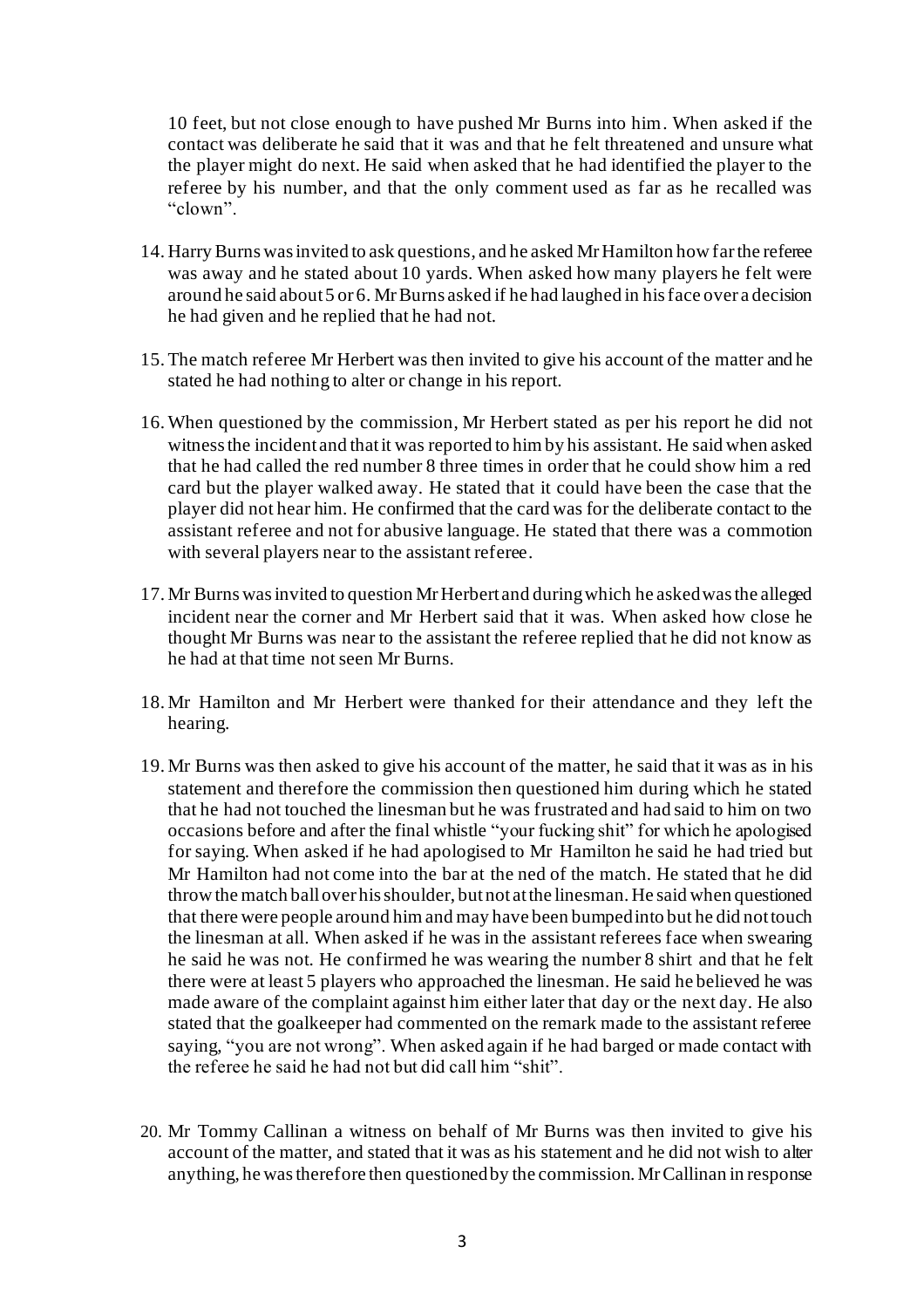10 feet, but not close enough to have pushed Mr Burns into him. When asked if the contact was deliberate he said that it was and that he felt threatened and unsure what the player might do next. He said when asked that he had identified the player to the referee by his number, and that the only comment used as far as he recalled was "clown".

14. Harry Burns was invited to ask questions, and he asked Mr Hamilton how far the referee was away and he stated about 10 yards. When asked how many players he felt were around he said about 5 or 6. Mr Burns asked if he had laughed in his face over a decision he had given and he replied that he had not.

15. The match referee Mr Herbert was then invited to give his account of the matter and he stated he had nothing to alter or change in his report.

16. When questioned by the commission, Mr Herbert stated as per his report he did not witness the incident and that it was reported to him by his assistant. He said when asked that he had called the red number 8 three times in order that he could show him a red card but the player walked away. He stated that it could have been the case that the player did not hear him. He confirmed that the card was for the deliberate contact to the assistant referee and not for abusive language. He stated that there was a commotion with several players near to the assistant referee.

17. Mr Burns was invited to question Mr Herbert and during which he asked was the alleged incident near the corner and Mr Herbert said that it was. When asked how close he thought Mr Burns was near to the assistant the referee replied that he did not know as he had at that time not seen Mr Burns.

18. Mr Hamilton and Mr Herbert were thanked for their attendance and they left the hearing.

19. Mr Burns was then asked to give his account of the matter, he said that it was as in his statement and therefore the commission then questioned him during which he stated that he had not touched the linesman but he was frustrated and had said to him on two occasions before and after the final whistle "your fucking shit" for which he apologised for saying. When asked if he had apologised to Mr Hamilton he said he had tried but Mr Hamilton had not come into the bar at the ned of the match. He stated that he did throw the match ball over his shoulder, but not at the linesman. He said when questioned that there were people around him and may have been bumped into but he did not touch the linesman at all. When asked if he was in the assistant referees face when swearing he said he was not. He confirmed he was wearing the number 8 shirt and that he felt there were at least 5 players who approached the linesman. He said he believed he was made aware of the complaint against him either later that day or the next day. He also stated that the goalkeeper had commented on the remark made to the assistant referee saying, "you are not wrong". When asked again if he had barged or made contact with the referee he said he had not but did call him "shit".

20. Mr Tommy Callinan a witness on behalf of Mr Burns was then invited to give his account of the matter, and stated that it was as his statement and he did not wish to alter anything, he was therefore then questioned by the commission. Mr Callinan in response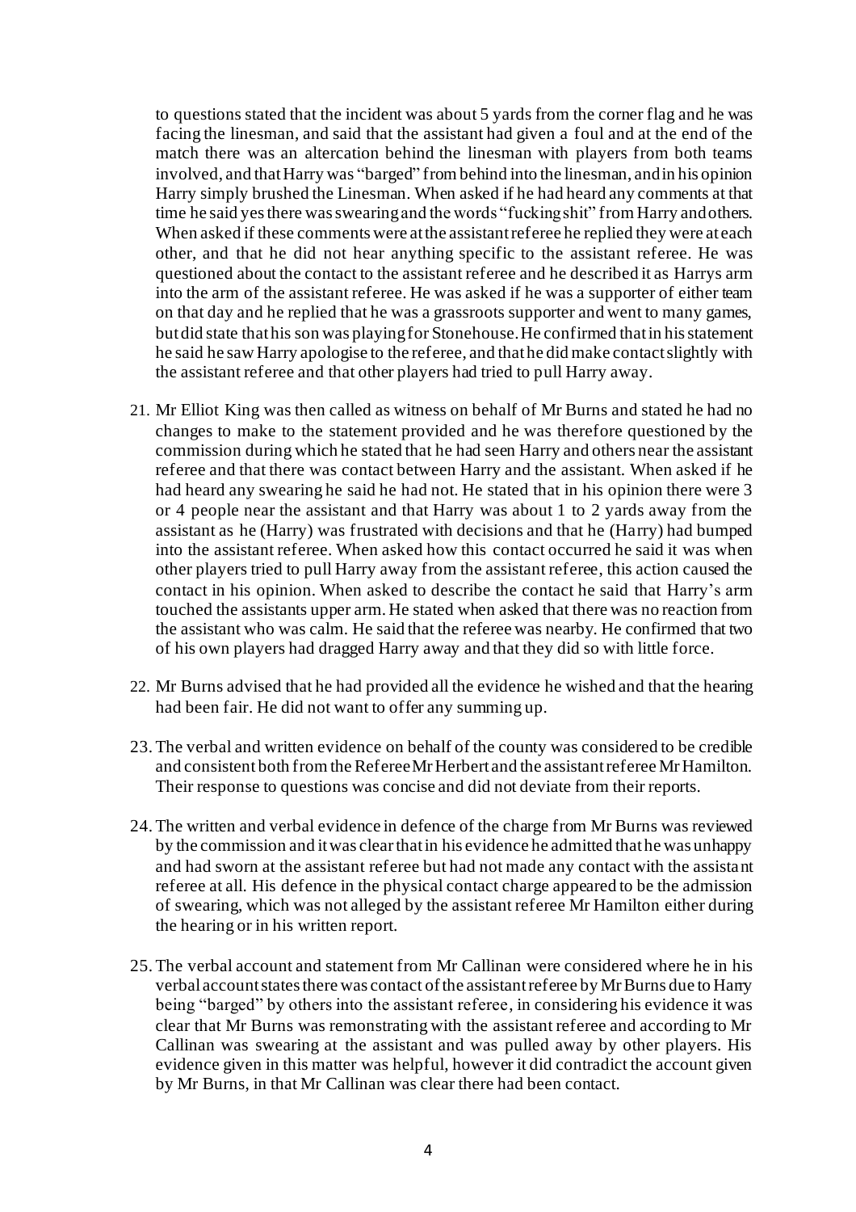to questions stated that the incident was about 5 yards from the corner flag and he was facing the linesman, and said that the assistant had given a foul and at the end of the match there was an altercation behind the linesman with players from both teams involved, and that Harry was "barged" from behind into the linesman, and in his opinion Harry simply brushed the Linesman. When asked if he had heard any comments at that time he said yes there was swearing and the words "fucking shit" from Harry and others. When asked if these comments were at the assistant referee he replied they were at each other, and that he did not hear anything specific to the assistant referee. He was questioned about the contact to the assistant referee and he described it as Harrys arm into the arm of the assistant referee. He was asked if he was a supporter of either team on that day and he replied that he was a grassroots supporter and went to many games, but did state that his son was playing for Stonehouse. He confirmed that in his statement he said he saw Harry apologise to the referee, and that he did make contact slightly with the assistant referee and that other players had tried to pull Harry away.

21. Mr Elliot King was then called as witness on behalf of Mr Burns and stated he had no changes to make to the statement provided and he was therefore questioned by the commission during which he stated that he had seen Harry and others near the assistant referee and that there was contact between Harry and the assistant. When asked if he had heard any swearing he said he had not. He stated that in his opinion there were 3 or 4 people near the assistant and that Harry was about 1 to 2 yards away from the assistant as he (Harry) was frustrated with decisions and that he (Harry) had bumped into the assistant referee. When asked how this contact occurred he said it was when other players tried to pull Harry away from the assistant referee, this action caused the contact in his opinion. When asked to describe the contact he said that Harry's arm touched the assistants upper arm. He stated when asked that there was no reaction from the assistant who was calm. He said that the referee was nearby. He confirmed that two of his own players had dragged Harry away and that they did so with little force.

22. Mr Burns advised that he had provided all the evidence he wished and that the hearing had been fair. He did not want to offer any summing up.

23. The verbal and written evidence on behalf of the county was considered to be credible and consistent both from the Referee Mr Herbert and the assistant referee Mr Hamilton. Their response to questions was concise and did not deviate from their reports.

24. The written and verbal evidence in defence of the charge from Mr Burns was reviewed by the commission and it was clear that in his evidence he admitted that he was unhappy and had sworn at the assistant referee but had not made any contact with the assistant referee at all. His defence in the physical contact charge appeared to be the admission of swearing, which was not alleged by the assistant referee Mr Hamilton either during the hearing or in his written report.

25. The verbal account and statement from Mr Callinan were considered where he in his verbal account states there was contact of the assistant referee by Mr Burns due to Harry being "barged" by others into the assistant referee, in considering his evidence it was clear that Mr Burns was remonstrating with the assistant referee and according to Mr Callinan was swearing at the assistant and was pulled away by other players. His evidence given in this matter was helpful, however it did contradict the account given by Mr Burns, in that Mr Callinan was clear there had been contact.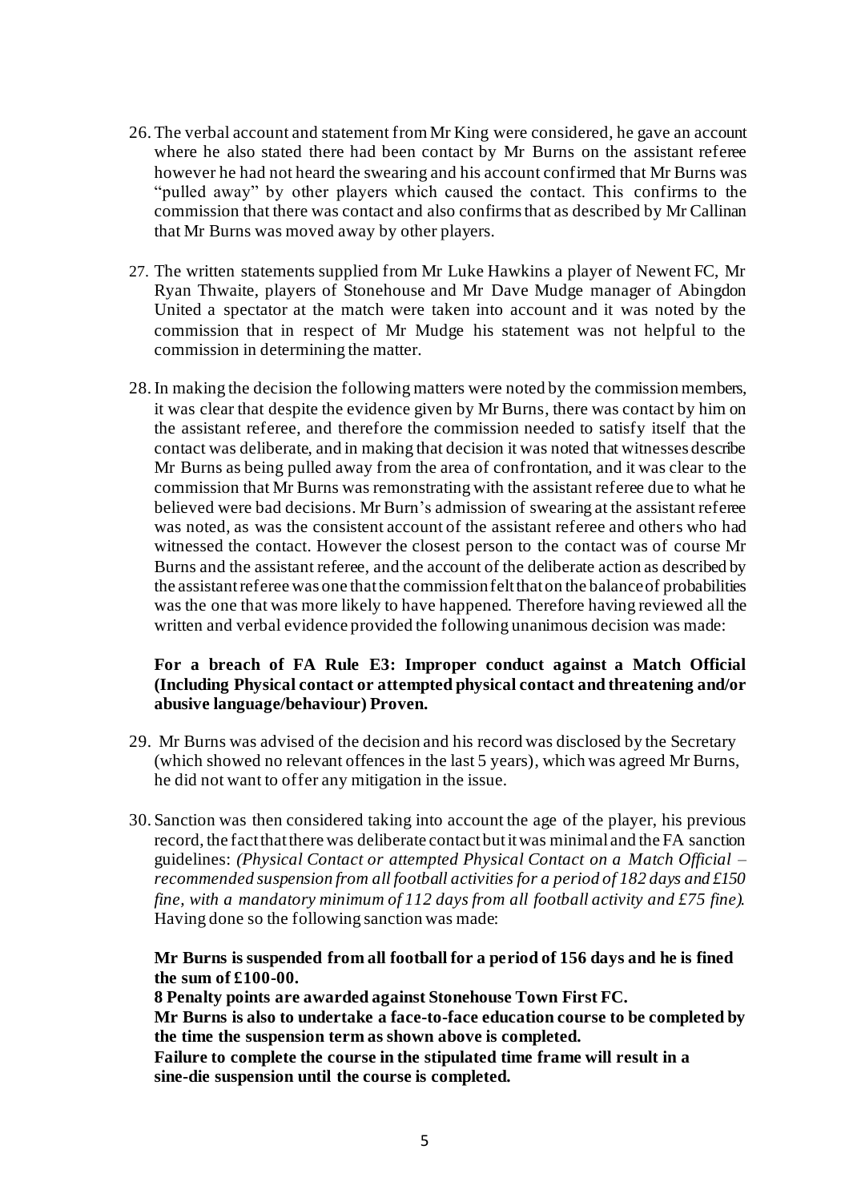26. The verbal account and statement from Mr King were considered, he gave an account where he also stated there had been contact by Mr Burns on the assistant referee however he had not heard the swearing and his account confirmed that Mr Burns was "pulled away" by other players which caused the contact. This confirms to the commission that there was contact and also confirms that as described by Mr Callinan that Mr Burns was moved away by other players.

27. The written statements supplied from Mr Luke Hawkins a player of Newent FC, Mr Ryan Thwaite, players of Stonehouse and Mr Dave Mudge manager of Abingdon United a spectator at the match were taken into account and it was noted by the commission that in respect of Mr Mudge his statement was not helpful to the commission in determining the matter.

28. In making the decision the following matters were noted by the commission members, it was clear that despite the evidence given by Mr Burns, there was contact by him on the assistant referee, and therefore the commission needed to satisfy itself that the contact was deliberate, and in making that decision it was noted that witnesses describe Mr Burns as being pulled away from the area of confrontation, and it was clear to the commission that Mr Burns was remonstrating with the assistant referee due to what he believed were bad decisions. Mr Burn's admission of swearing at the assistant referee was noted, as was the consistent account of the assistant referee and others who had witnessed the contact. However the closest person to the contact was of course Mr Burns and the assistant referee, and the account of the deliberate action as described by the assistant referee was one that the commission felt that on the balance of probabilities was the one that was more likely to have happened. Therefore having reviewed all the written and verbal evidence provided the following unanimous decision was made:

    **For a breach of FA Rule E3: Improper conduct against a Match Official (Including Physical contact or attempted physical contact and threatening and/or abusive language/behaviour) Proven.**

29. Mr Burns was advised of the decision and his record was disclosed by the Secretary (which showed no relevant offences in the last 5 years), which was agreed Mr Burns, he did not want to offer any mitigation in the issue.

30. Sanction was then considered taking into account the age of the player, his previous record, the fact that there was deliberate contact but it was minimal and the FA sanction guidelines: *(Physical Contact or attempted Physical Contact on a Match Official – recommended suspension from all football activities for a period of 182 days and £150 fine, with a mandatory minimum of 112 days from all football activity and £75 fine).* Having done so the following sanction was made:

    **Mr Burns is suspended from all football for a period of 156 days and he is fined the sum of £100-00.**

    **8 Penalty points are awarded against Stonehouse Town First FC.**

    **Mr Burns is also to undertake a face-to-face education course to be completed by the time the suspension term as shown above is completed.**

    **Failure to complete the course in the stipulated time frame will result in a sine-die suspension until the course is completed.**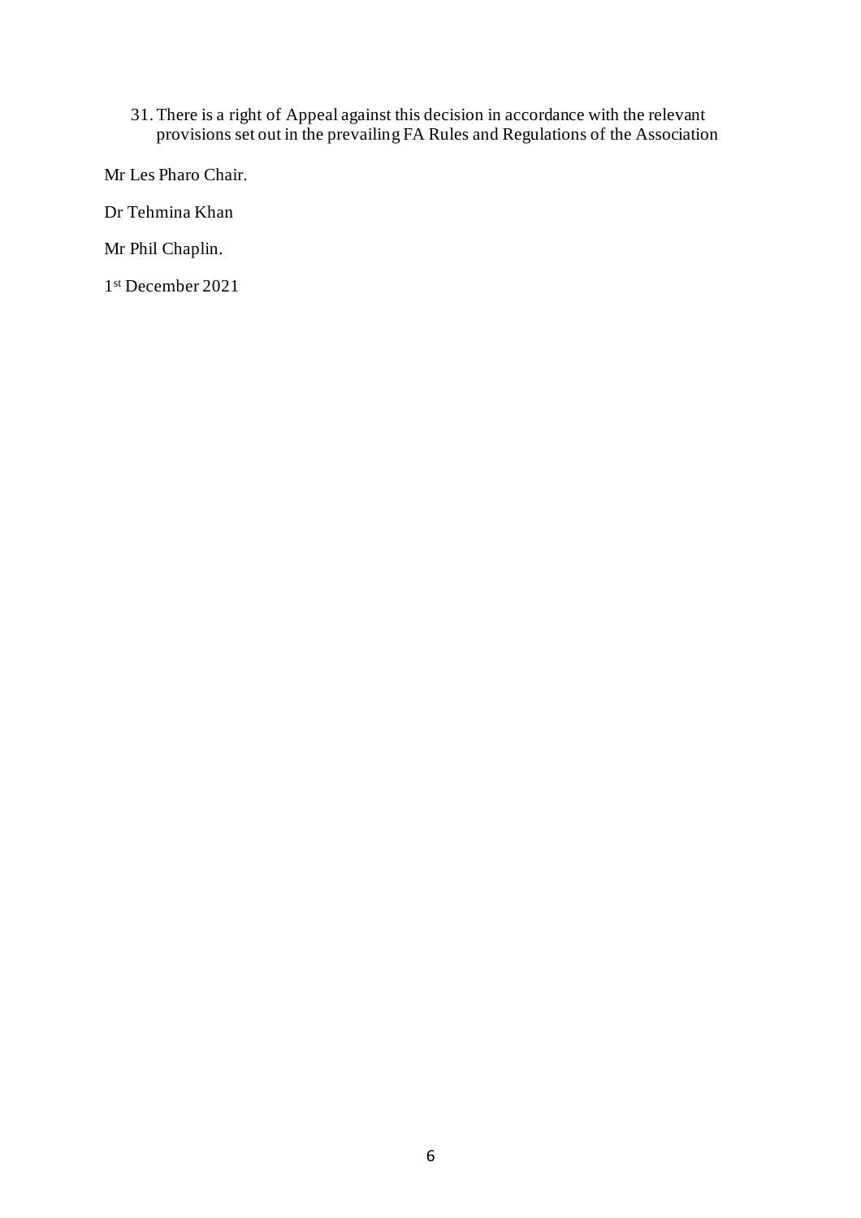31. There is a right of Appeal against this decision in accordance with the relevant provisions set out in the prevailing FA Rules and Regulations of the Association

Mr Les Pharo Chair.

Dr Tehmina Khan

Mr Phil Chaplin.

1st December 2021